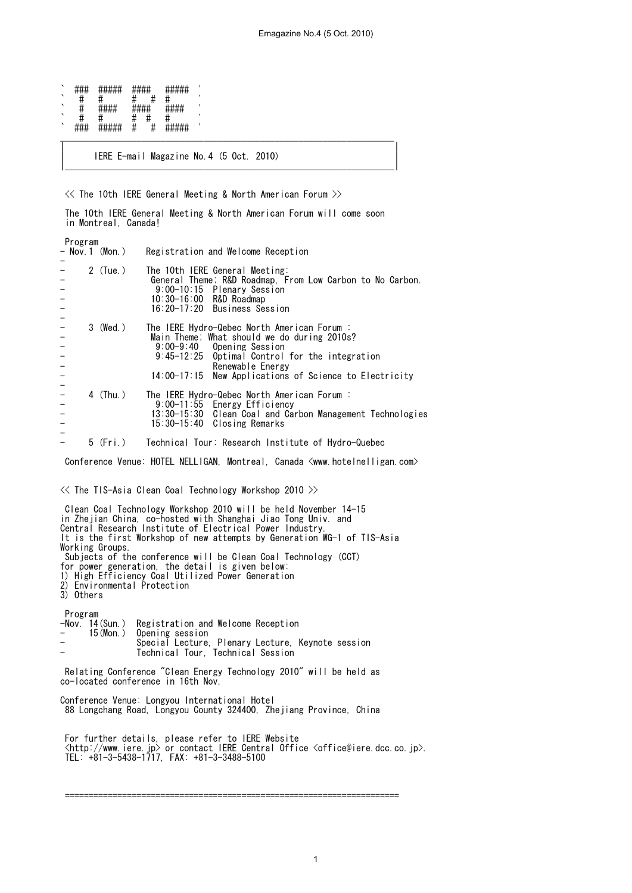```
` ###  #####  ####   #####  '
`  #   #      #   #  #      '
`  #   ####   ####   ####   '
`  #   #      #  #   #      '
` ###  #####  #   #  #####  '
```

# IERE E-mail Magazine No.4 (5 Oct. 2010)

## << The 10th IERE General Meeting & North American Forum >>

The 10th IERE General Meeting & North American Forum will come soon in Montreal, Canada!

Program

```
- Nov.1 (Mon.)    Registration and Welcome Reception
-
-     2 (Tue.)    The 10th IERE General Meeting:
-                  General Theme; R&D Roadmap, From Low Carbon to No Carbon.
-                   9:00-10:15  Plenary Session
-                  10:30-16:00  R&D Roadmap
-                  16:20-17:20  Business Session
-
-     3 (Wed.)    The IERE Hydro-Qebec North American Forum :
-                  Main Theme; What should we do during 2010s?
-                   9:00-9:40   Opening Session
-                   9:45-12:25  Optimal Control for the integration
-                               Renewable Energy
-                  14:00-17:15  New Applications of Science to Electricity
-
-     4 (Thu.)    The IERE Hydro-Qebec North American Forum :
-                   9:00-11:55  Energy Efficiency
-                  13:30-15:30  Clean Coal and Carbon Management Technologies
-                  15:30-15:40  Closing Remarks
-
-     5 (Fri.)    Technical Tour: Research Institute of Hydro-Quebec
```

Conference Venue: HOTEL NELLIGAN, Montreal, Canada <www.hotelnelligan.com>

## << The TIS-Asia Clean Coal Technology Workshop 2010 >>

Clean Coal Technology Workshop 2010 will be held November 14-15 in Zhejian China, co-hosted with Shanghai Jiao Tong Univ. and Central Research Institute of Electrical Power Industry.
It is the first Workshop of new attempts by Generation WG-1 of TIS-Asia Working Groups.

Subjects of the conference will be Clean Coal Technology (CCT) for power generation, the detail is given below:
1) High Efficiency Coal Utilized Power Generation
2) Environmental Protection
3) Others

Program

```
-Nov. 14(Sun.)  Registration and Welcome Reception
-     15(Mon.)  Opening session
-               Special Lecture, Plenary Lecture, Keynote session
-               Technical Tour, Technical Session
```

Relating Conference "Clean Energy Technology 2010" will be held as co-located conference in 16th Nov.

Conference Venue: Longyou International Hotel
88 Longchang Road, Longyou County 324400, Zhejiang Province, China

For further details, please refer to IERE Website <http://www.iere.jp> or contact IERE Central Office <office@iere.dcc.co.jp>.
TEL: +81-3-5438-1717, FAX: +81-3-3488-5100

========================================================================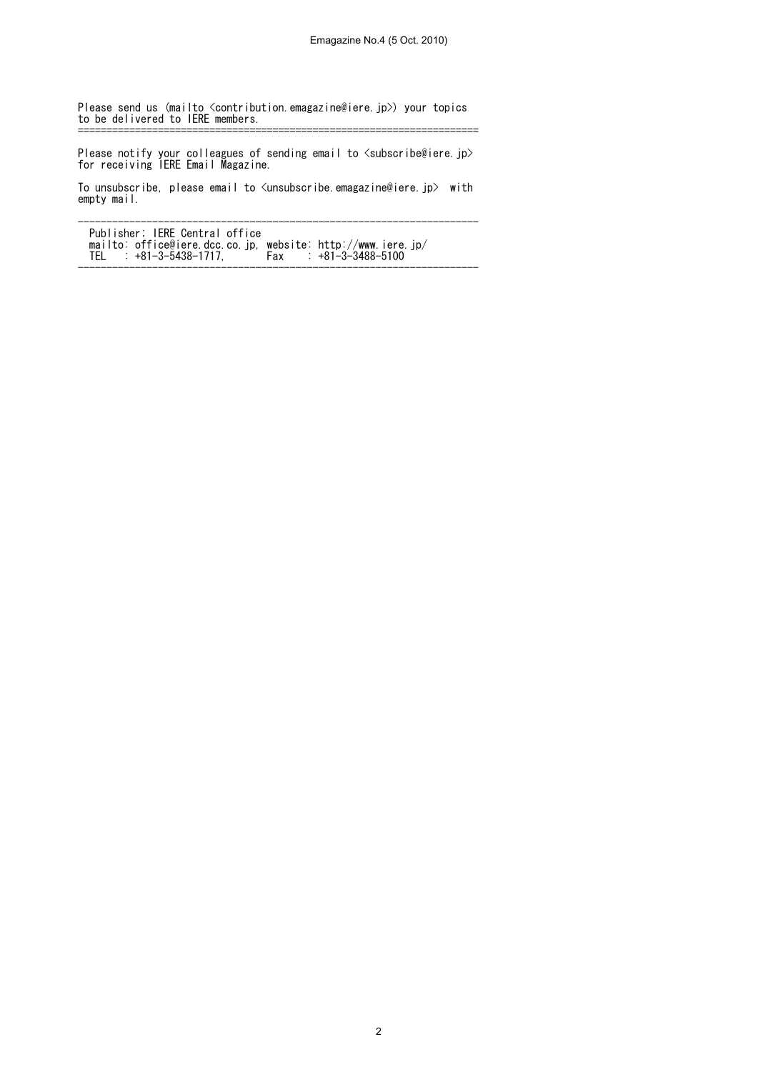Please send us (mailto <contribution.emagazine@iere.jp>) your topics to be delivered to IERE members.

======================================================================

Please notify your colleagues of sending email to <subscribe@iere.jp> for receiving IERE Email Magazine.

To unsubscribe, please email to <unsubscribe.emagazine@iere.jp> with empty mail.

----------------------------------------------------------------------

Publisher; IERE Central office
mailto: office@iere.dcc.co.jp, website: http://www.iere.jp/
TEL : +81-3-5438-1717, Fax : +81-3-3488-5100

----------------------------------------------------------------------